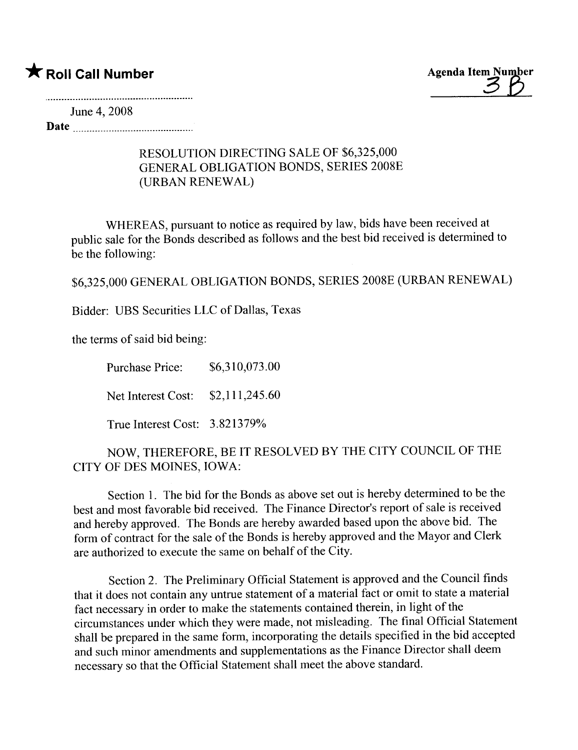★ **Roll Call Number**

**Agenda Item Number** 3B

June 4, 2008

**Date** ..........................................

RESOLUTION DIRECTING SALE OF $6,325,000 GENERAL OBLIGATION BONDS, SERIES 2008E (URBAN RENEWAL)

WHEREAS, pursuant to notice as required by law, bids have been received at public sale for the Bonds described as follows and the best bid received is determined to be the following:

$6,325,000 GENERAL OBLIGATION BONDS, SERIES 2008E (URBAN RENEWAL)

Bidder: UBS Securities LLC of Dallas, Texas

the terms of said bid being:

Purchase Price: $6,310,073.00

Net Interest Cost: $2,111,245.60

True Interest Cost: 3.821379%

NOW, THEREFORE, BE IT RESOLVED BY THE CITY COUNCIL OF THE CITY OF DES MOINES, IOWA:

Section 1. The bid for the Bonds as above set out is hereby determined to be the best and most favorable bid received. The Finance Director's report of sale is received and hereby approved. The Bonds are hereby awarded based upon the above bid. The form of contract for the sale of the Bonds is hereby approved and the Mayor and Clerk are authorized to execute the same on behalf of the City.

Section 2. The Preliminary Official Statement is approved and the Council finds that it does not contain any untrue statement of a material fact or omit to state a material fact necessary in order to make the statements contained therein, in light of the circumstances under which they were made, not misleading. The final Official Statement shall be prepared in the same form, incorporating the details specified in the bid accepted and such minor amendments and supplementations as the Finance Director shall deem necessary so that the Official Statement shall meet the above standard.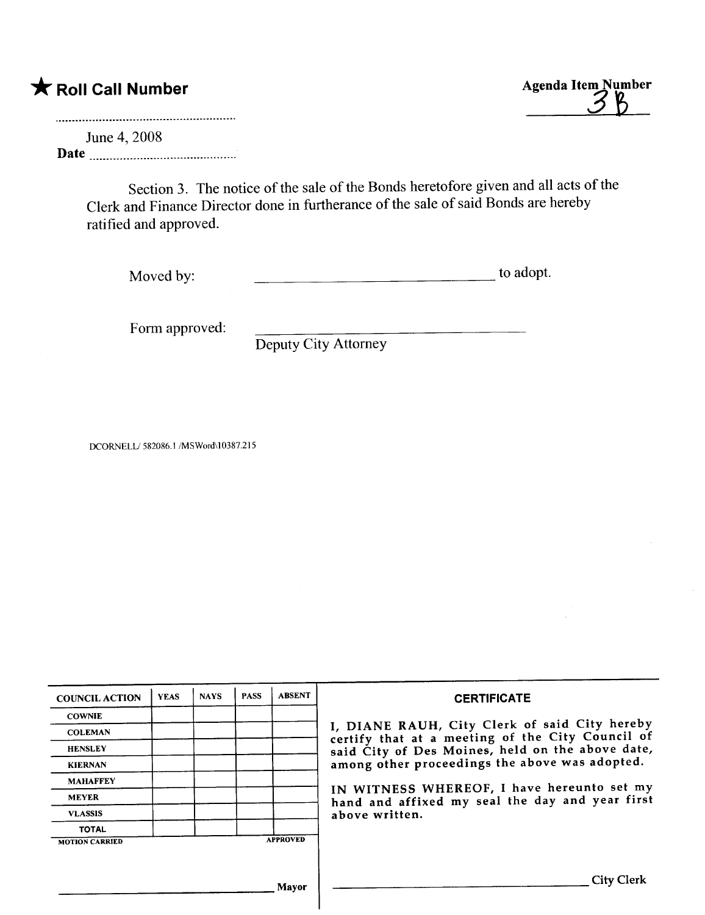★ **Roll Call Number**

**Agenda Item Number**
3B

June 4, 2008
**Date**

Section 3. The notice of the sale of the Bonds heretofore given and all acts of the Clerk and Finance Director done in furtherance of the sale of said Bonds are hereby ratified and approved.

Moved by: ______________________________ to adopt.

Form approved: ______________________________
Deputy City Attorney

DCORNELL/ 582086.1 /MSWord\10387.215

| COUNCIL ACTION | YEAS | NAYS | PASS | ABSENT |
|---|---|---|---|---|
| COWNIE | | | | |
| COLEMAN | | | | |
| HENSLEY | | | | |
| KIERNAN | | | | |
| MAHAFFEY | | | | |
| MEYER | | | | |
| VLASSIS | | | | |
| TOTAL | | | | |

MOTION CARRIED APPROVED

______________________________ Mayor

**CERTIFICATE**

I, DIANE RAUH, City Clerk of said City hereby certify that at a meeting of the City Council of said City of Des Moines, held on the above date, among other proceedings the above was adopted.

IN WITNESS WHEREOF, I have hereunto set my hand and affixed my seal the day and year first above written.

______________________________ City Clerk